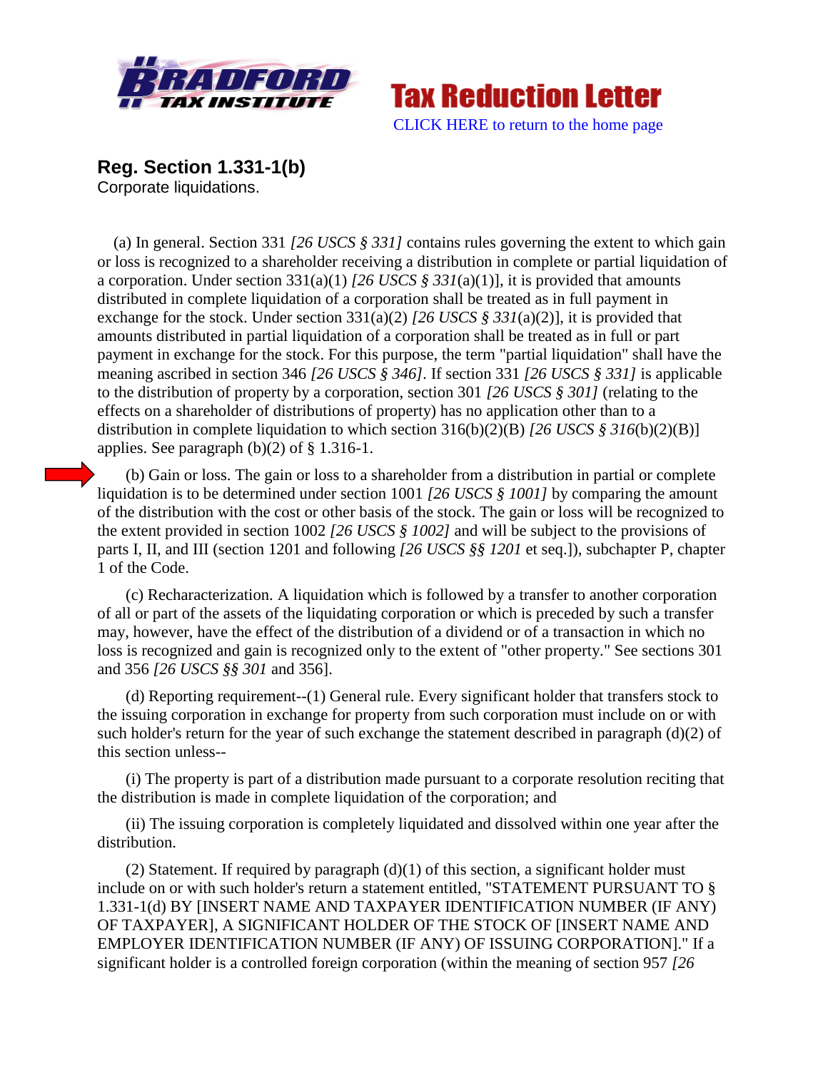Bradford Tax Institute

Tax Reduction Letter

CLICK HERE to return to the home page

**Reg. Section 1.331-1(b)**

Corporate liquidations.

(a) In general. Section 331 *[26 USCS § 331]* contains rules governing the extent to which gain or loss is recognized to a shareholder receiving a distribution in complete or partial liquidation of a corporation. Under section 331(a)(1) *[26 USCS § 331*(a)(1)], it is provided that amounts distributed in complete liquidation of a corporation shall be treated as in full payment in exchange for the stock. Under section 331(a)(2) *[26 USCS § 331*(a)(2)], it is provided that amounts distributed in partial liquidation of a corporation shall be treated as in full or part payment in exchange for the stock. For this purpose, the term "partial liquidation" shall have the meaning ascribed in section 346 *[26 USCS § 346]*. If section 331 *[26 USCS § 331]* is applicable to the distribution of property by a corporation, section 301 *[26 USCS § 301]* (relating to the effects on a shareholder of distributions of property) has no application other than to a distribution in complete liquidation to which section 316(b)(2)(B) *[26 USCS § 316*(b)(2)(B)] applies. See paragraph (b)(2) of § 1.316-1.

(b) Gain or loss. The gain or loss to a shareholder from a distribution in partial or complete liquidation is to be determined under section 1001 *[26 USCS § 1001]* by comparing the amount of the distribution with the cost or other basis of the stock. The gain or loss will be recognized to the extent provided in section 1002 *[26 USCS § 1002]* and will be subject to the provisions of parts I, II, and III (section 1201 and following *[26 USCS §§ 1201* et seq.]), subchapter P, chapter 1 of the Code.

(c) Recharacterization. A liquidation which is followed by a transfer to another corporation of all or part of the assets of the liquidating corporation or which is preceded by such a transfer may, however, have the effect of the distribution of a dividend or of a transaction in which no loss is recognized and gain is recognized only to the extent of "other property." See sections 301 and 356 *[26 USCS §§ 301* and 356].

(d) Reporting requirement--(1) General rule. Every significant holder that transfers stock to the issuing corporation in exchange for property from such corporation must include on or with such holder's return for the year of such exchange the statement described in paragraph (d)(2) of this section unless--

(i) The property is part of a distribution made pursuant to a corporate resolution reciting that the distribution is made in complete liquidation of the corporation; and

(ii) The issuing corporation is completely liquidated and dissolved within one year after the distribution.

(2) Statement. If required by paragraph (d)(1) of this section, a significant holder must include on or with such holder's return a statement entitled, "STATEMENT PURSUANT TO § 1.331-1(d) BY [INSERT NAME AND TAXPAYER IDENTIFICATION NUMBER (IF ANY) OF TAXPAYER], A SIGNIFICANT HOLDER OF THE STOCK OF [INSERT NAME AND EMPLOYER IDENTIFICATION NUMBER (IF ANY) OF ISSUING CORPORATION]." If a significant holder is a controlled foreign corporation (within the meaning of section 957 *[26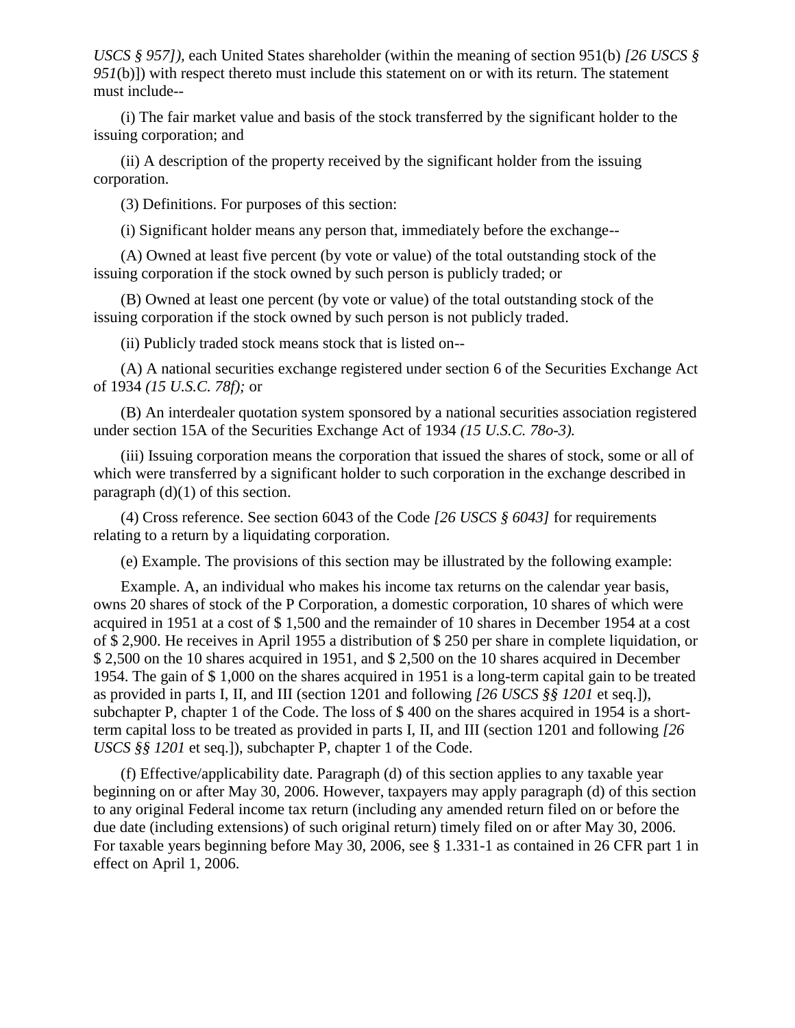*USCS § 957]),* each United States shareholder (within the meaning of section 951(b) *[26 USCS § 951*(b)]) with respect thereto must include this statement on or with its return. The statement must include--

(i) The fair market value and basis of the stock transferred by the significant holder to the issuing corporation; and

(ii) A description of the property received by the significant holder from the issuing corporation.

(3) Definitions. For purposes of this section:

(i) Significant holder means any person that, immediately before the exchange--

(A) Owned at least five percent (by vote or value) of the total outstanding stock of the issuing corporation if the stock owned by such person is publicly traded; or

(B) Owned at least one percent (by vote or value) of the total outstanding stock of the issuing corporation if the stock owned by such person is not publicly traded.

(ii) Publicly traded stock means stock that is listed on--

(A) A national securities exchange registered under section 6 of the Securities Exchange Act of 1934 *(15 U.S.C. 78f);* or

(B) An interdealer quotation system sponsored by a national securities association registered under section 15A of the Securities Exchange Act of 1934 *(15 U.S.C. 78o-3).*

(iii) Issuing corporation means the corporation that issued the shares of stock, some or all of which were transferred by a significant holder to such corporation in the exchange described in paragraph (d)(1) of this section.

(4) Cross reference. See section 6043 of the Code *[26 USCS § 6043]* for requirements relating to a return by a liquidating corporation.

(e) Example. The provisions of this section may be illustrated by the following example:

Example. A, an individual who makes his income tax returns on the calendar year basis, owns 20 shares of stock of the P Corporation, a domestic corporation, 10 shares of which were acquired in 1951 at a cost of $ 1,500 and the remainder of 10 shares in December 1954 at a cost of $ 2,900. He receives in April 1955 a distribution of $ 250 per share in complete liquidation, or $ 2,500 on the 10 shares acquired in 1951, and $ 2,500 on the 10 shares acquired in December 1954. The gain of $ 1,000 on the shares acquired in 1951 is a long-term capital gain to be treated as provided in parts I, II, and III (section 1201 and following *[26 USCS §§ 1201* et seq.]), subchapter P, chapter 1 of the Code. The loss of $ 400 on the shares acquired in 1954 is a short-term capital loss to be treated as provided in parts I, II, and III (section 1201 and following *[26 USCS §§ 1201* et seq.]), subchapter P, chapter 1 of the Code.

(f) Effective/applicability date. Paragraph (d) of this section applies to any taxable year beginning on or after May 30, 2006. However, taxpayers may apply paragraph (d) of this section to any original Federal income tax return (including any amended return filed on or before the due date (including extensions) of such original return) timely filed on or after May 30, 2006. For taxable years beginning before May 30, 2006, see § 1.331-1 as contained in 26 CFR part 1 in effect on April 1, 2006.